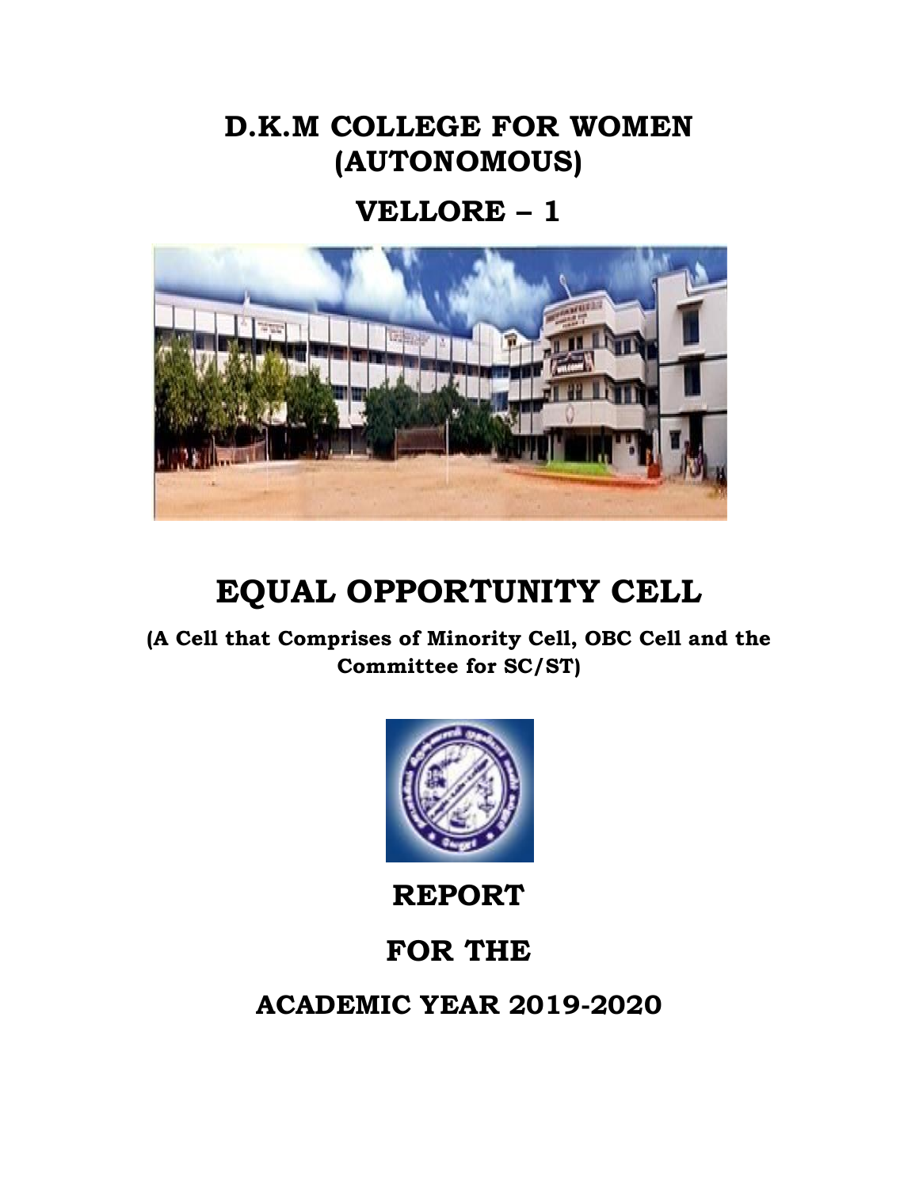# D.K.M COLLEGE FOR WOMEN (AUTONOMOUS)

## VELLORE – 1

# EQUAL OPPORTUNITY CELL

**(A Cell that Comprises of Minority Cell, OBC Cell and the Committee for SC/ST)**

## REPORT

## FOR THE

## ACADEMIC YEAR 2019-2020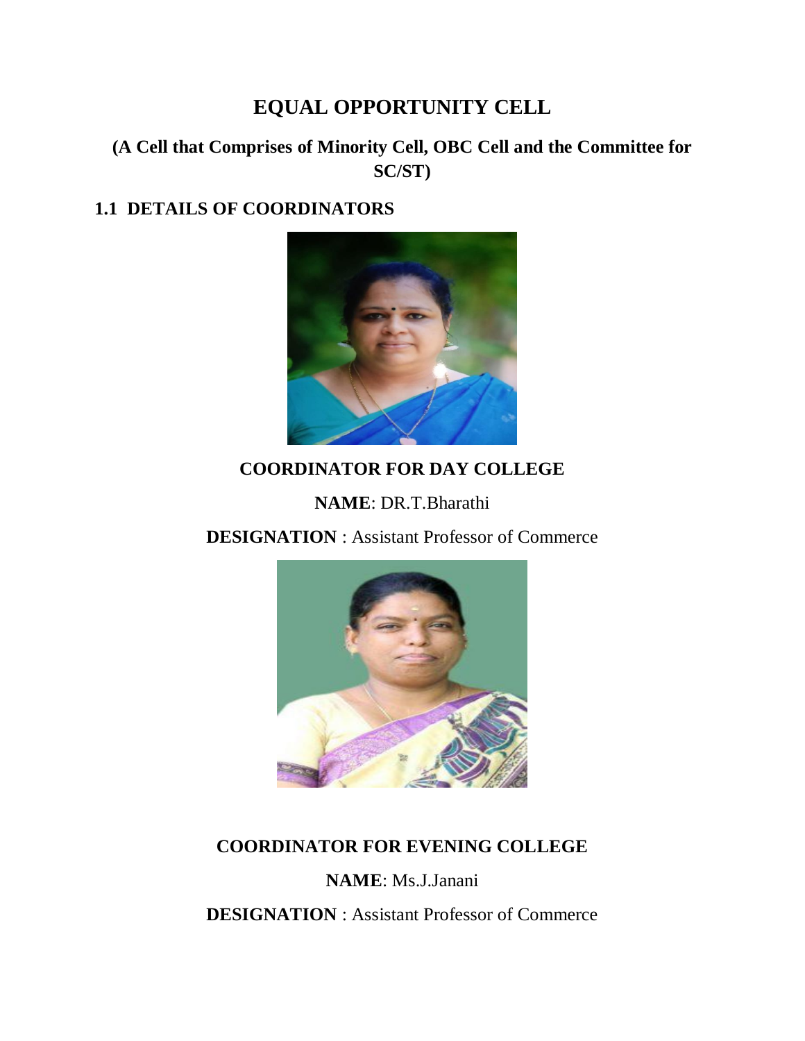# EQUAL OPPORTUNITY CELL

## (A Cell that Comprises of Minority Cell, OBC Cell and the Committee for SC/ST)

### 1.1 DETAILS OF COORDINATORS

**COORDINATOR FOR DAY COLLEGE**

**NAME**: DR.T.Bharathi

**DESIGNATION** : Assistant Professor of Commerce

**COORDINATOR FOR EVENING COLLEGE**

**NAME**: Ms.J.Janani

**DESIGNATION** : Assistant Professor of Commerce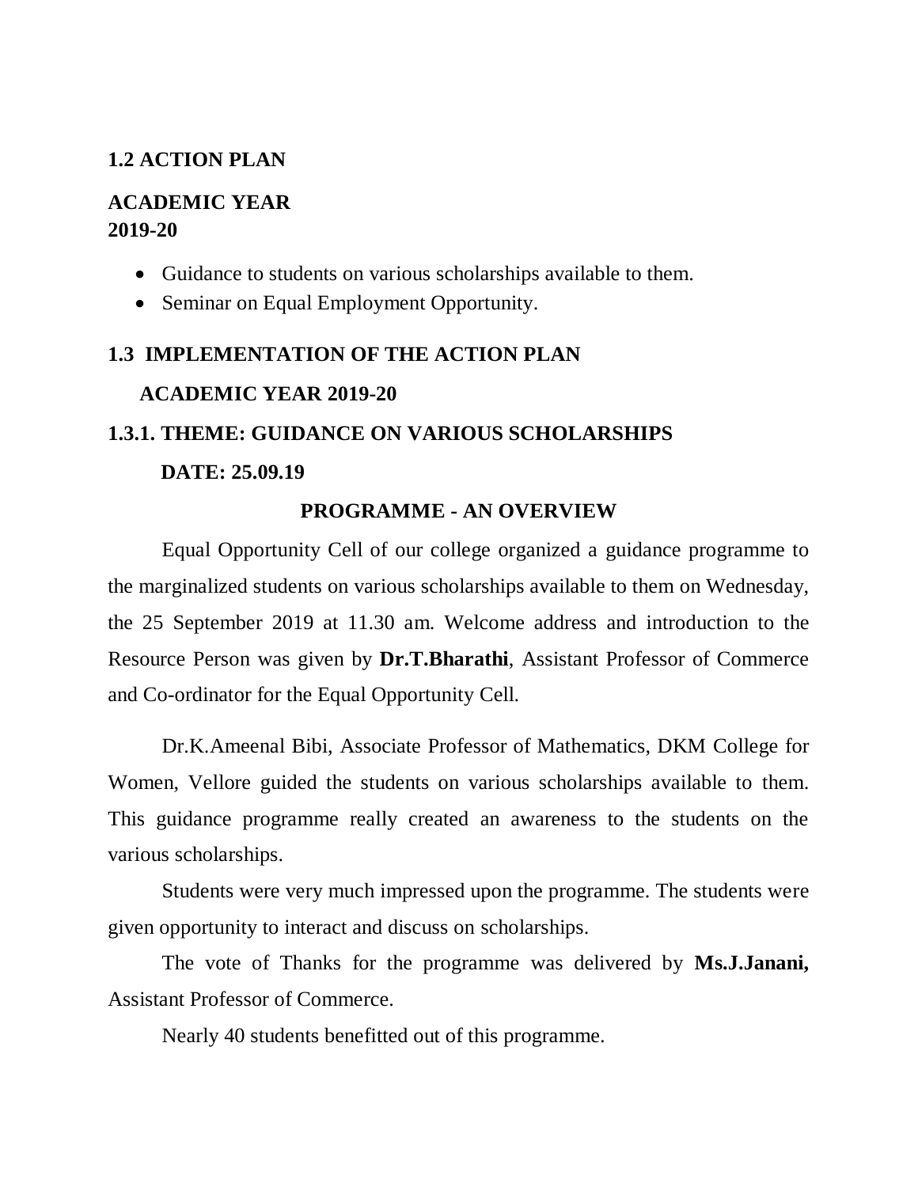## 1.2 ACTION PLAN

## ACADEMIC YEAR 2019-20

- Guidance to students on various scholarships available to them.
- Seminar on Equal Employment Opportunity.

## 1.3 IMPLEMENTATION OF THE ACTION PLAN

## ACADEMIC YEAR 2019-20

### 1.3.1. THEME: GUIDANCE ON VARIOUS SCHOLARSHIPS

**DATE: 25.09.19**

#### PROGRAMME - AN OVERVIEW

Equal Opportunity Cell of our college organized a guidance programme to the marginalized students on various scholarships available to them on Wednesday, the 25 September 2019 at 11.30 am. Welcome address and introduction to the Resource Person was given by **Dr.T.Bharathi**, Assistant Professor of Commerce and Co-ordinator for the Equal Opportunity Cell.

Dr.K.Ameenal Bibi, Associate Professor of Mathematics, DKM College for Women, Vellore guided the students on various scholarships available to them. This guidance programme really created an awareness to the students on the various scholarships.

Students were very much impressed upon the programme. The students were given opportunity to interact and discuss on scholarships.

The vote of Thanks for the programme was delivered by **Ms.J.Janani,** Assistant Professor of Commerce.

Nearly 40 students benefitted out of this programme.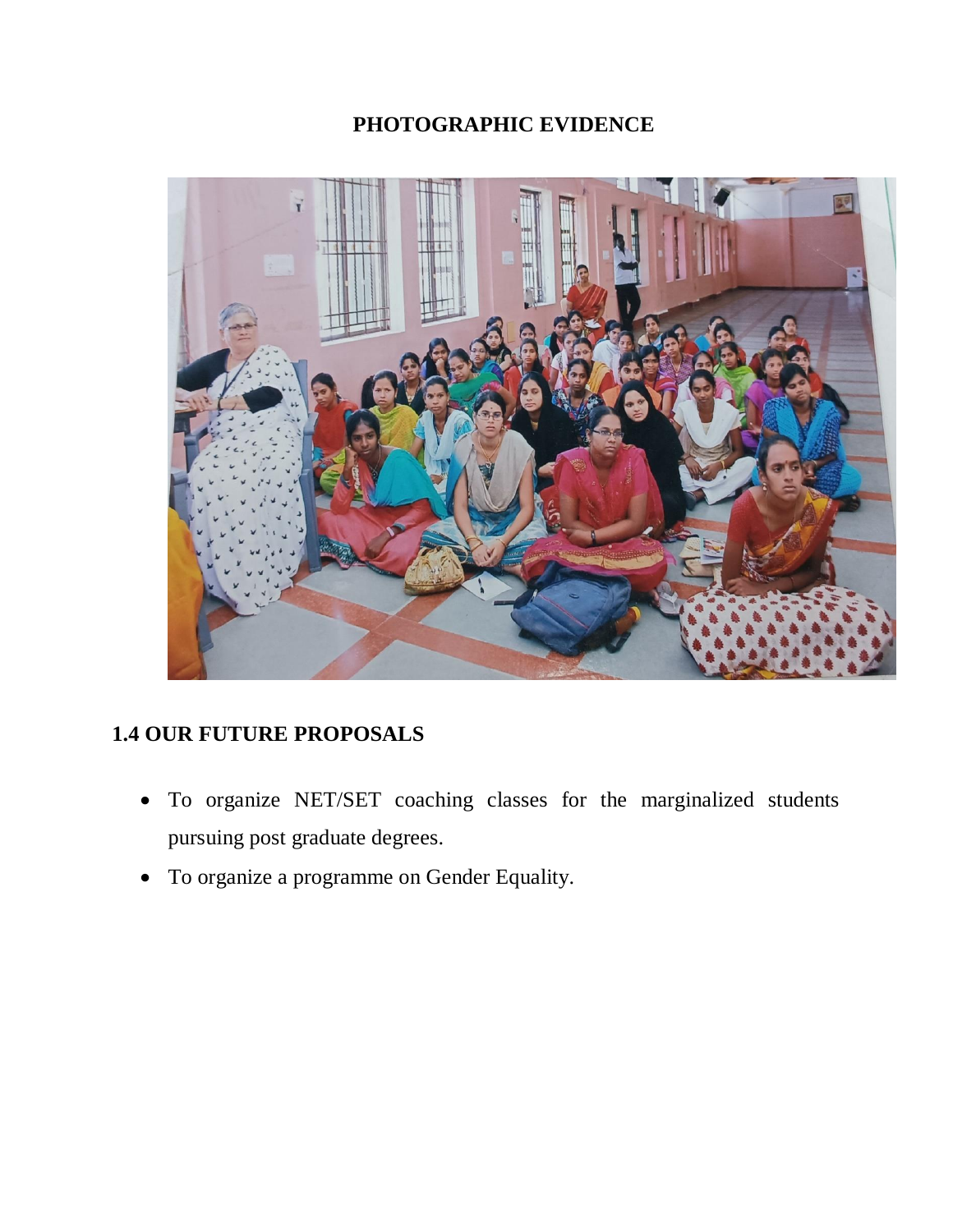**PHOTOGRAPHIC EVIDENCE**

## 1.4 OUR FUTURE PROPOSALS

- To organize NET/SET coaching classes for the marginalized students pursuing post graduate degrees.
- To organize a programme on Gender Equality.